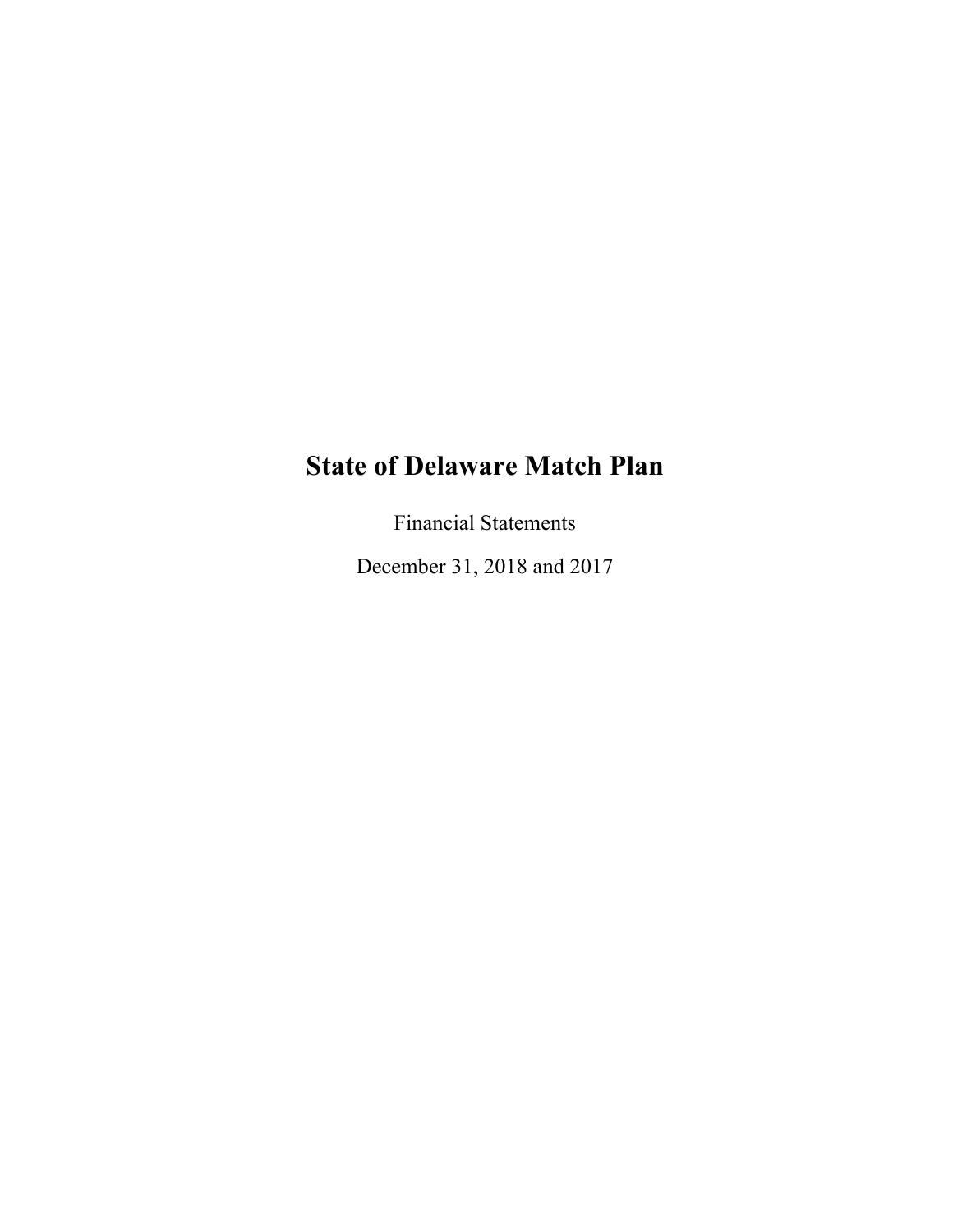# State of Delaware Match Plan

Financial Statements

December 31, 2018 and 2017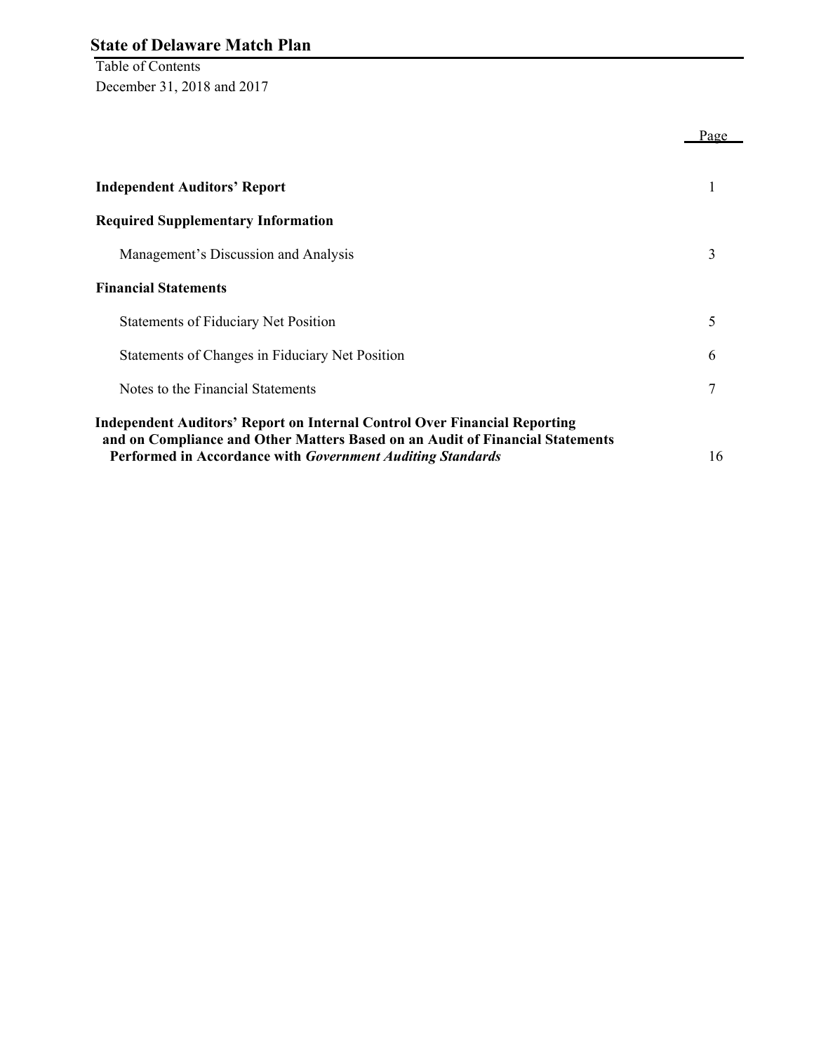# State of Delaware Match Plan

Table of Contents

December 31, 2018 and 2017

| | Page |
|---|---|
| **Independent Auditors' Report** | 1 |
| **Required Supplementary Information** | |
| Management's Discussion and Analysis | 3 |
| **Financial Statements** | |
| Statements of Fiduciary Net Position | 5 |
| Statements of Changes in Fiduciary Net Position | 6 |
| Notes to the Financial Statements | 7 |
| **Independent Auditors' Report on Internal Control Over Financial Reporting and on Compliance and Other Matters Based on an Audit of Financial Statements Performed in Accordance with *Government Auditing Standards*** | 16 |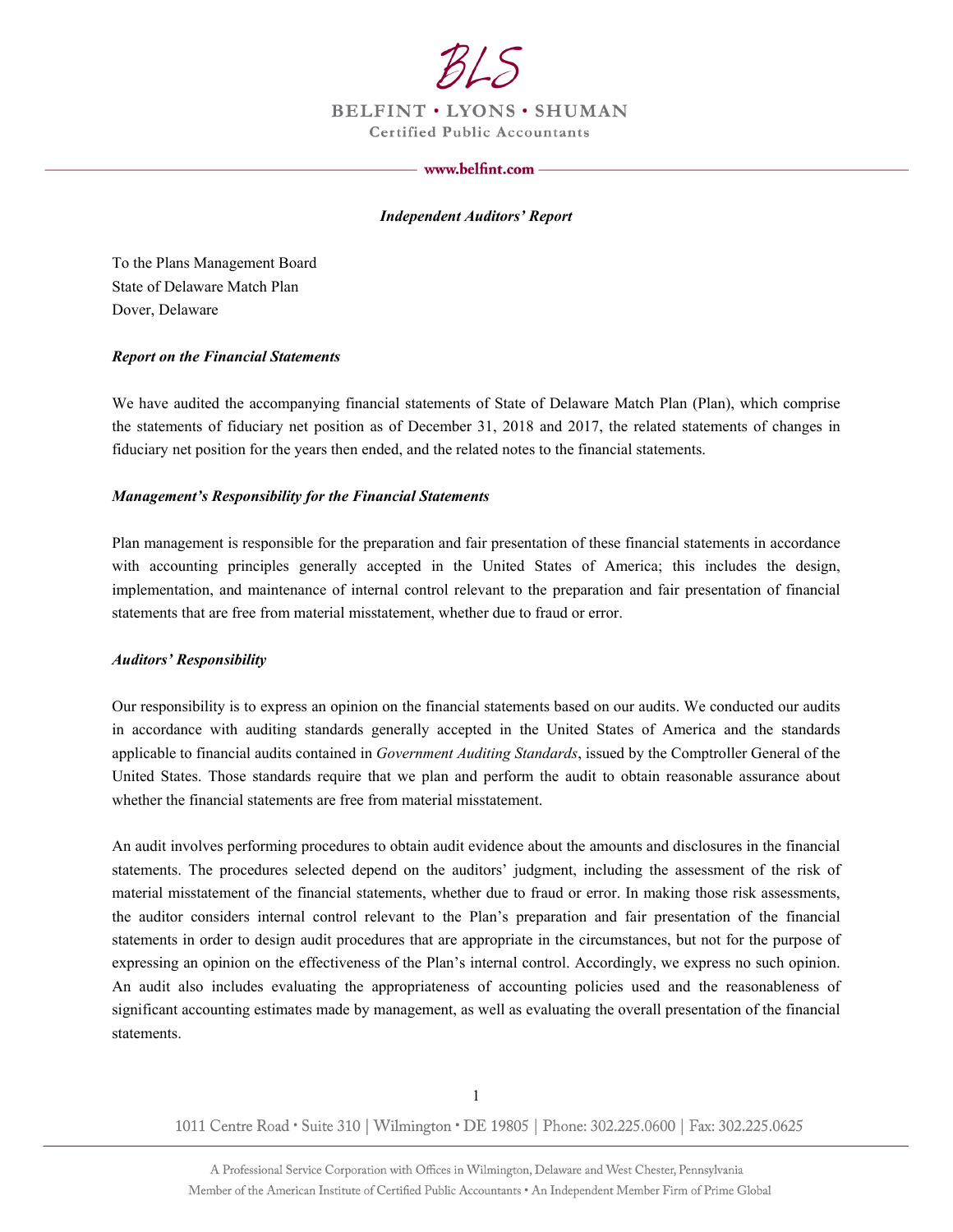*Independent Auditors' Report*

To the Plans Management Board
State of Delaware Match Plan
Dover, Delaware

***Report on the Financial Statements***

We have audited the accompanying financial statements of State of Delaware Match Plan (Plan), which comprise the statements of fiduciary net position as of December 31, 2018 and 2017, the related statements of changes in fiduciary net position for the years then ended, and the related notes to the financial statements.

***Management's Responsibility for the Financial Statements***

Plan management is responsible for the preparation and fair presentation of these financial statements in accordance with accounting principles generally accepted in the United States of America; this includes the design, implementation, and maintenance of internal control relevant to the preparation and fair presentation of financial statements that are free from material misstatement, whether due to fraud or error.

***Auditors' Responsibility***

Our responsibility is to express an opinion on the financial statements based on our audits. We conducted our audits in accordance with auditing standards generally accepted in the United States of America and the standards applicable to financial audits contained in *Government Auditing Standards*, issued by the Comptroller General of the United States. Those standards require that we plan and perform the audit to obtain reasonable assurance about whether the financial statements are free from material misstatement.

An audit involves performing procedures to obtain audit evidence about the amounts and disclosures in the financial statements. The procedures selected depend on the auditors' judgment, including the assessment of the risk of material misstatement of the financial statements, whether due to fraud or error. In making those risk assessments, the auditor considers internal control relevant to the Plan's preparation and fair presentation of the financial statements in order to design audit procedures that are appropriate in the circumstances, but not for the purpose of expressing an opinion on the effectiveness of the Plan's internal control. Accordingly, we express no such opinion. An audit also includes evaluating the appropriateness of accounting policies used and the reasonableness of significant accounting estimates made by management, as well as evaluating the overall presentation of the financial statements.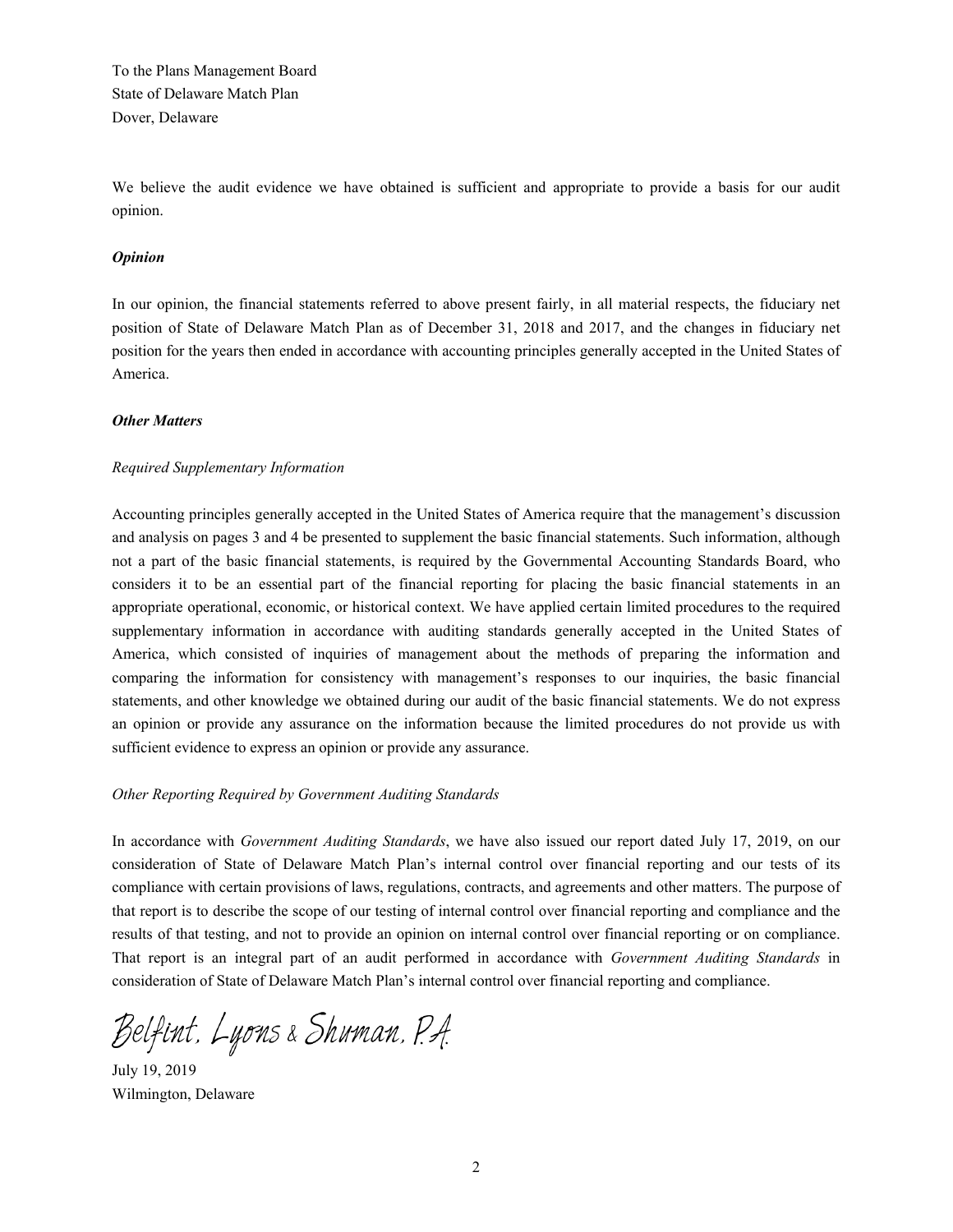To the Plans Management Board
State of Delaware Match Plan
Dover, Delaware

We believe the audit evidence we have obtained is sufficient and appropriate to provide a basis for our audit opinion.

***Opinion***

In our opinion, the financial statements referred to above present fairly, in all material respects, the fiduciary net position of State of Delaware Match Plan as of December 31, 2018 and 2017, and the changes in fiduciary net position for the years then ended in accordance with accounting principles generally accepted in the United States of America.

***Other Matters***

*Required Supplementary Information*

Accounting principles generally accepted in the United States of America require that the management's discussion and analysis on pages 3 and 4 be presented to supplement the basic financial statements. Such information, although not a part of the basic financial statements, is required by the Governmental Accounting Standards Board, who considers it to be an essential part of the financial reporting for placing the basic financial statements in an appropriate operational, economic, or historical context. We have applied certain limited procedures to the required supplementary information in accordance with auditing standards generally accepted in the United States of America, which consisted of inquiries of management about the methods of preparing the information and comparing the information for consistency with management's responses to our inquiries, the basic financial statements, and other knowledge we obtained during our audit of the basic financial statements. We do not express an opinion or provide any assurance on the information because the limited procedures do not provide us with sufficient evidence to express an opinion or provide any assurance.

*Other Reporting Required by Government Auditing Standards*

In accordance with *Government Auditing Standards*, we have also issued our report dated July 17, 2019, on our consideration of State of Delaware Match Plan's internal control over financial reporting and our tests of its compliance with certain provisions of laws, regulations, contracts, and agreements and other matters. The purpose of that report is to describe the scope of our testing of internal control over financial reporting and compliance and the results of that testing, and not to provide an opinion on internal control over financial reporting or on compliance. That report is an integral part of an audit performed in accordance with *Government Auditing Standards* in consideration of State of Delaware Match Plan's internal control over financial reporting and compliance.

Belfint, Lyons & Shuman, P.A.

July 19, 2019
Wilmington, Delaware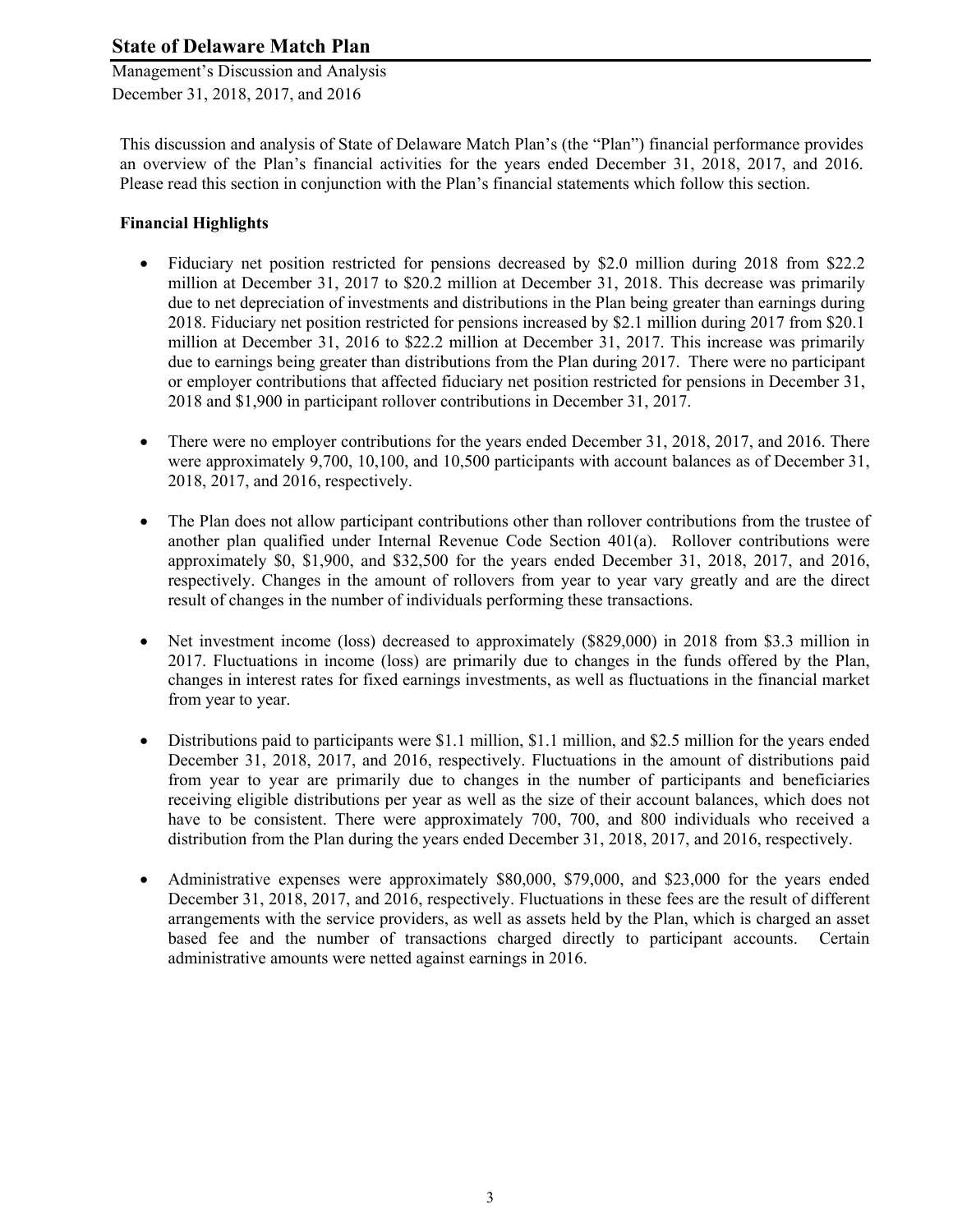# State of Delaware Match Plan

Management's Discussion and Analysis
December 31, 2018, 2017, and 2016

This discussion and analysis of State of Delaware Match Plan's (the "Plan") financial performance provides an overview of the Plan's financial activities for the years ended December 31, 2018, 2017, and 2016. Please read this section in conjunction with the Plan's financial statements which follow this section.

**Financial Highlights**

- Fiduciary net position restricted for pensions decreased by $2.0 million during 2018 from $22.2 million at December 31, 2017 to $20.2 million at December 31, 2018. This decrease was primarily due to net depreciation of investments and distributions in the Plan being greater than earnings during 2018. Fiduciary net position restricted for pensions increased by $2.1 million during 2017 from $20.1 million at December 31, 2016 to $22.2 million at December 31, 2017. This increase was primarily due to earnings being greater than distributions from the Plan during 2017. There were no participant or employer contributions that affected fiduciary net position restricted for pensions in December 31, 2018 and $1,900 in participant rollover contributions in December 31, 2017.

- There were no employer contributions for the years ended December 31, 2018, 2017, and 2016. There were approximately 9,700, 10,100, and 10,500 participants with account balances as of December 31, 2018, 2017, and 2016, respectively.

- The Plan does not allow participant contributions other than rollover contributions from the trustee of another plan qualified under Internal Revenue Code Section 401(a). Rollover contributions were approximately $0, $1,900, and $32,500 for the years ended December 31, 2018, 2017, and 2016, respectively. Changes in the amount of rollovers from year to year vary greatly and are the direct result of changes in the number of individuals performing these transactions.

- Net investment income (loss) decreased to approximately ($829,000) in 2018 from $3.3 million in 2017. Fluctuations in income (loss) are primarily due to changes in the funds offered by the Plan, changes in interest rates for fixed earnings investments, as well as fluctuations in the financial market from year to year.

- Distributions paid to participants were $1.1 million, $1.1 million, and $2.5 million for the years ended December 31, 2018, 2017, and 2016, respectively. Fluctuations in the amount of distributions paid from year to year are primarily due to changes in the number of participants and beneficiaries receiving eligible distributions per year as well as the size of their account balances, which does not have to be consistent. There were approximately 700, 700, and 800 individuals who received a distribution from the Plan during the years ended December 31, 2018, 2017, and 2016, respectively.

- Administrative expenses were approximately $80,000, $79,000, and $23,000 for the years ended December 31, 2018, 2017, and 2016, respectively. Fluctuations in these fees are the result of different arrangements with the service providers, as well as assets held by the Plan, which is charged an asset based fee and the number of transactions charged directly to participant accounts. Certain administrative amounts were netted against earnings in 2016.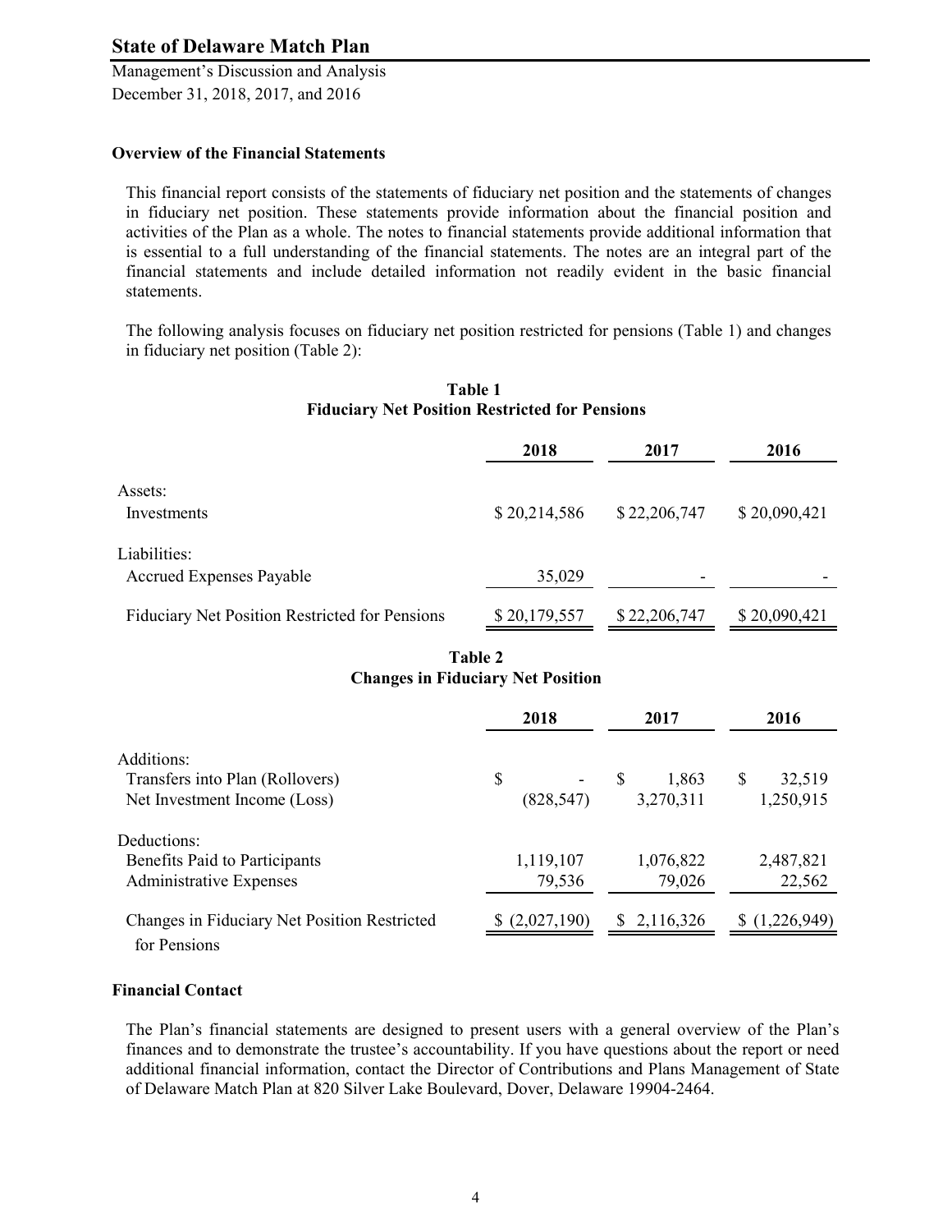**Overview of the Financial Statements**

This financial report consists of the statements of fiduciary net position and the statements of changes in fiduciary net position. These statements provide information about the financial position and activities of the Plan as a whole. The notes to financial statements provide additional information that is essential to a full understanding of the financial statements. The notes are an integral part of the financial statements and include detailed information not readily evident in the basic financial statements.

The following analysis focuses on fiduciary net position restricted for pensions (Table 1) and changes in fiduciary net position (Table 2):

**Table 1**
**Fiduciary Net Position Restricted for Pensions**

| | 2018 | 2017 | 2016 |
|---|---|---|---|
| Assets: | | | |
| Investments | $ 20,214,586 | $ 22,206,747 | $ 20,090,421 |
| Liabilities: | | | |
| Accrued Expenses Payable | 35,029 | - | - |
| Fiduciary Net Position Restricted for Pensions | $ 20,179,557 | $ 22,206,747 | $ 20,090,421 |

**Table 2**
**Changes in Fiduciary Net Position**

| | 2018 | 2017 | 2016 |
|---|---|---|---|
| Additions: | | | |
| Transfers into Plan (Rollovers) | $ - | $ 1,863 | $ 32,519 |
| Net Investment Income (Loss) | (828,547) | 3,270,311 | 1,250,915 |
| Deductions: | | | |
| Benefits Paid to Participants | 1,119,107 | 1,076,822 | 2,487,821 |
| Administrative Expenses | 79,536 | 79,026 | 22,562 |
| Changes in Fiduciary Net Position Restricted for Pensions | $ (2,027,190) | $ 2,116,326 | $ (1,226,949) |

**Financial Contact**

The Plan's financial statements are designed to present users with a general overview of the Plan's finances and to demonstrate the trustee's accountability. If you have questions about the report or need additional financial information, contact the Director of Contributions and Plans Management of State of Delaware Match Plan at 820 Silver Lake Boulevard, Dover, Delaware 19904-2464.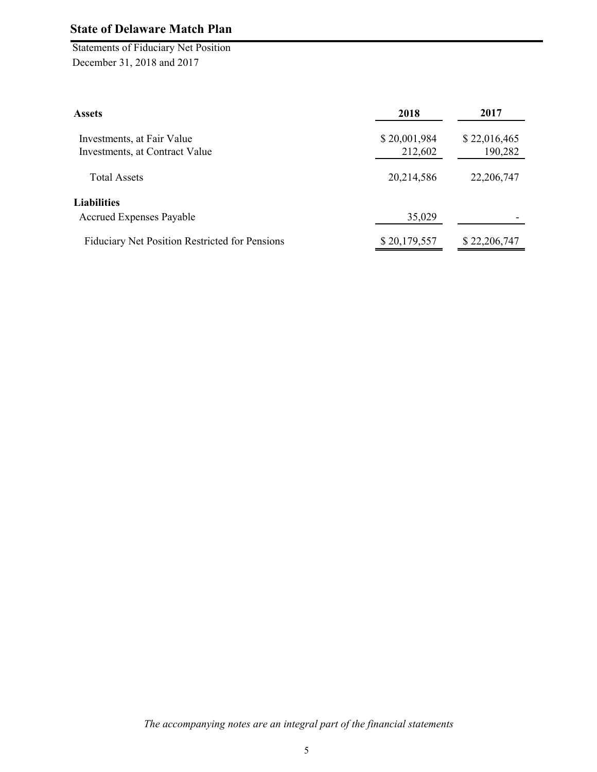# State of Delaware Match Plan

Statements of Fiduciary Net Position
December 31, 2018 and 2017

| **Assets** | **2018** | **2017** |
|---|---|---|
| Investments, at Fair Value | $ 20,001,984 | $ 22,016,465 |
| Investments, at Contract Value | 212,602 | 190,282 |
| Total Assets | 20,214,586 | 22,206,747 |
| **Liabilities** | | |
| Accrued Expenses Payable | 35,029 | - |
| Fiduciary Net Position Restricted for Pensions | $ 20,179,557 | $ 22,206,747 |

*The accompanying notes are an integral part of the financial statements*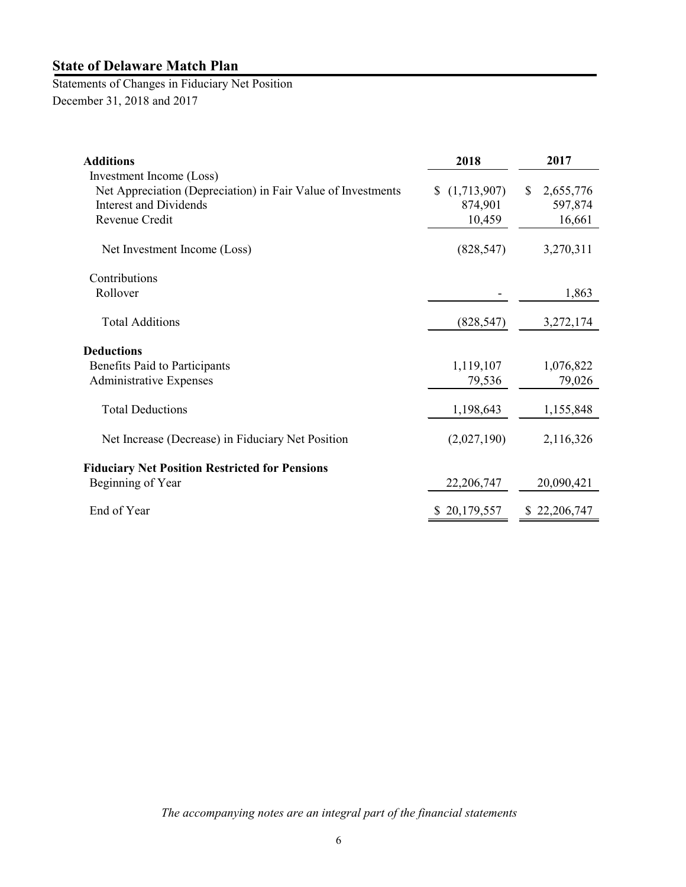# State of Delaware Match Plan

Statements of Changes in Fiduciary Net Position

December 31, 2018 and 2017

| | 2018 | 2017 |
|---|---|---|
| **Additions** | | |
| Investment Income (Loss) | | |
| Net Appreciation (Depreciation) in Fair Value of Investments | $ (1,713,907) | $ 2,655,776 |
| Interest and Dividends | 874,901 | 597,874 |
| Revenue Credit | 10,459 | 16,661 |
| Net Investment Income (Loss) | (828,547) | 3,270,311 |
| Contributions | | |
| Rollover | - | 1,863 |
| Total Additions | (828,547) | 3,272,174 |
| **Deductions** | | |
| Benefits Paid to Participants | 1,119,107 | 1,076,822 |
| Administrative Expenses | 79,536 | 79,026 |
| Total Deductions | 1,198,643 | 1,155,848 |
| Net Increase (Decrease) in Fiduciary Net Position | (2,027,190) | 2,116,326 |
| **Fiduciary Net Position Restricted for Pensions** | | |
| Beginning of Year | 22,206,747 | 20,090,421 |
| End of Year | $ 20,179,557 | $ 22,206,747 |

*The accompanying notes are an integral part of the financial statements*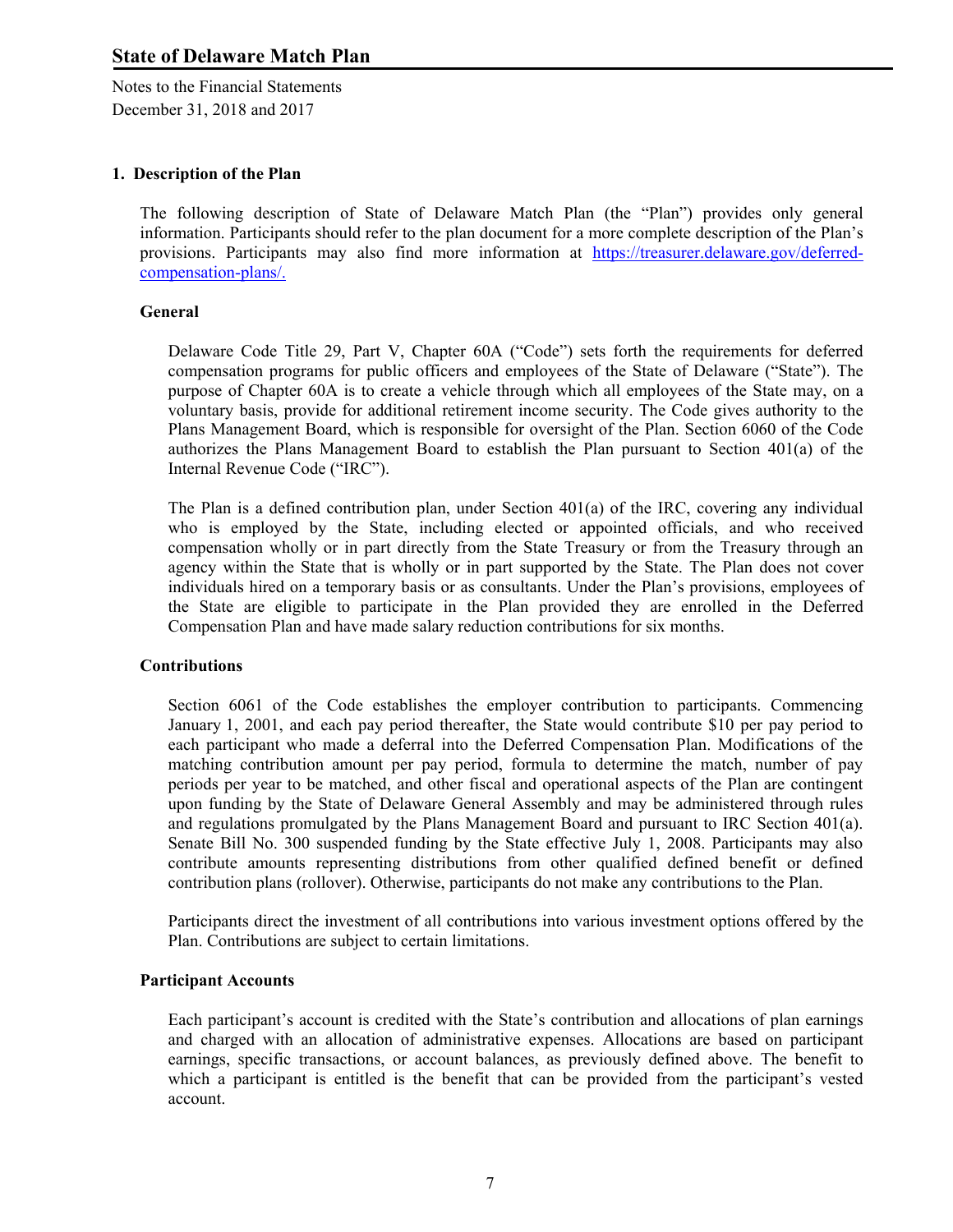# State of Delaware Match Plan

Notes to the Financial Statements
December 31, 2018 and 2017

## 1. Description of the Plan

The following description of State of Delaware Match Plan (the "Plan") provides only general information. Participants should refer to the plan document for a more complete description of the Plan's provisions. Participants may also find more information at https://treasurer.delaware.gov/deferred-compensation-plans/.

### General

Delaware Code Title 29, Part V, Chapter 60A ("Code") sets forth the requirements for deferred compensation programs for public officers and employees of the State of Delaware ("State"). The purpose of Chapter 60A is to create a vehicle through which all employees of the State may, on a voluntary basis, provide for additional retirement income security. The Code gives authority to the Plans Management Board, which is responsible for oversight of the Plan. Section 6060 of the Code authorizes the Plans Management Board to establish the Plan pursuant to Section 401(a) of the Internal Revenue Code ("IRC").

The Plan is a defined contribution plan, under Section 401(a) of the IRC, covering any individual who is employed by the State, including elected or appointed officials, and who received compensation wholly or in part directly from the State Treasury or from the Treasury through an agency within the State that is wholly or in part supported by the State. The Plan does not cover individuals hired on a temporary basis or as consultants. Under the Plan's provisions, employees of the State are eligible to participate in the Plan provided they are enrolled in the Deferred Compensation Plan and have made salary reduction contributions for six months.

### Contributions

Section 6061 of the Code establishes the employer contribution to participants. Commencing January 1, 2001, and each pay period thereafter, the State would contribute $10 per pay period to each participant who made a deferral into the Deferred Compensation Plan. Modifications of the matching contribution amount per pay period, formula to determine the match, number of pay periods per year to be matched, and other fiscal and operational aspects of the Plan are contingent upon funding by the State of Delaware General Assembly and may be administered through rules and regulations promulgated by the Plans Management Board and pursuant to IRC Section 401(a). Senate Bill No. 300 suspended funding by the State effective July 1, 2008. Participants may also contribute amounts representing distributions from other qualified defined benefit or defined contribution plans (rollover). Otherwise, participants do not make any contributions to the Plan.

Participants direct the investment of all contributions into various investment options offered by the Plan. Contributions are subject to certain limitations.

### Participant Accounts

Each participant's account is credited with the State's contribution and allocations of plan earnings and charged with an allocation of administrative expenses. Allocations are based on participant earnings, specific transactions, or account balances, as previously defined above. The benefit to which a participant is entitled is the benefit that can be provided from the participant's vested account.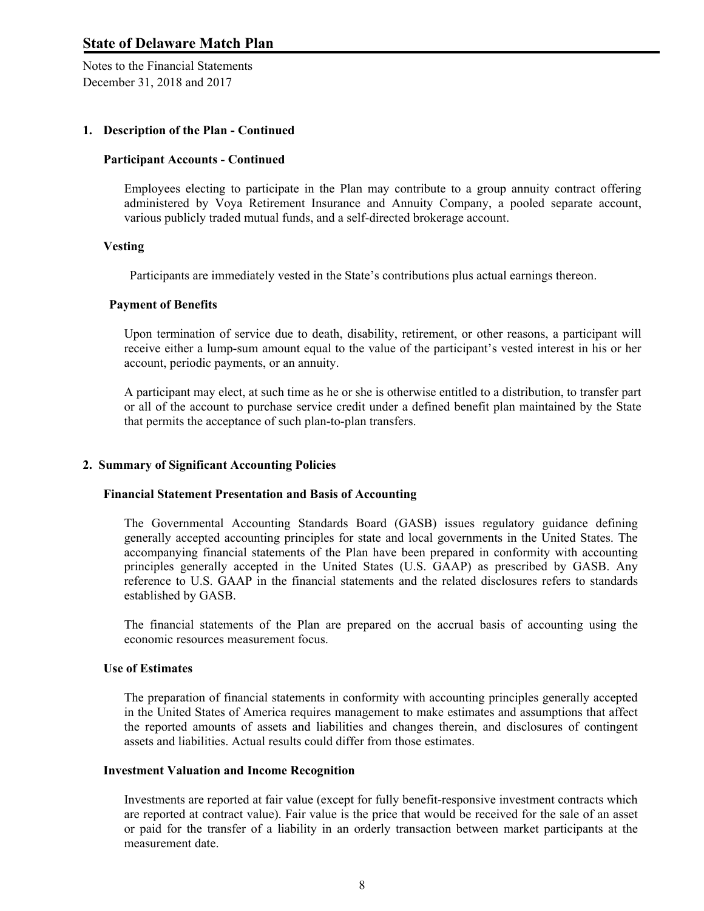## 1. Description of the Plan - Continued

### Participant Accounts - Continued

Employees electing to participate in the Plan may contribute to a group annuity contract offering administered by Voya Retirement Insurance and Annuity Company, a pooled separate account, various publicly traded mutual funds, and a self-directed brokerage account.

### Vesting

Participants are immediately vested in the State's contributions plus actual earnings thereon.

### Payment of Benefits

Upon termination of service due to death, disability, retirement, or other reasons, a participant will receive either a lump-sum amount equal to the value of the participant's vested interest in his or her account, periodic payments, or an annuity.

A participant may elect, at such time as he or she is otherwise entitled to a distribution, to transfer part or all of the account to purchase service credit under a defined benefit plan maintained by the State that permits the acceptance of such plan-to-plan transfers.

## 2. Summary of Significant Accounting Policies

### Financial Statement Presentation and Basis of Accounting

The Governmental Accounting Standards Board (GASB) issues regulatory guidance defining generally accepted accounting principles for state and local governments in the United States. The accompanying financial statements of the Plan have been prepared in conformity with accounting principles generally accepted in the United States (U.S. GAAP) as prescribed by GASB. Any reference to U.S. GAAP in the financial statements and the related disclosures refers to standards established by GASB.

The financial statements of the Plan are prepared on the accrual basis of accounting using the economic resources measurement focus.

### Use of Estimates

The preparation of financial statements in conformity with accounting principles generally accepted in the United States of America requires management to make estimates and assumptions that affect the reported amounts of assets and liabilities and changes therein, and disclosures of contingent assets and liabilities. Actual results could differ from those estimates.

### Investment Valuation and Income Recognition

Investments are reported at fair value (except for fully benefit-responsive investment contracts which are reported at contract value). Fair value is the price that would be received for the sale of an asset or paid for the transfer of a liability in an orderly transaction between market participants at the measurement date.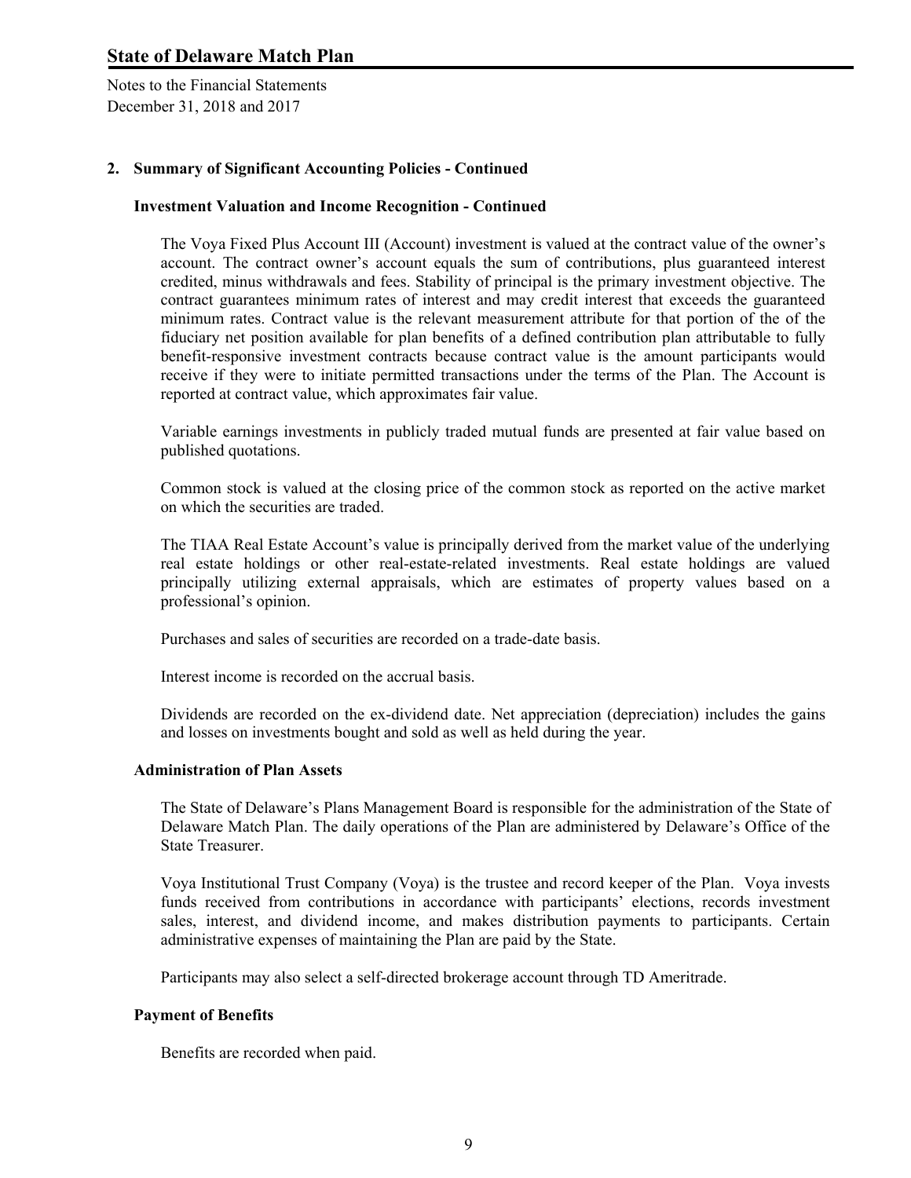# State of Delaware Match Plan

Notes to the Financial Statements
December 31, 2018 and 2017

## 2. Summary of Significant Accounting Policies - Continued

### Investment Valuation and Income Recognition - Continued

The Voya Fixed Plus Account III (Account) investment is valued at the contract value of the owner's account. The contract owner's account equals the sum of contributions, plus guaranteed interest credited, minus withdrawals and fees. Stability of principal is the primary investment objective. The contract guarantees minimum rates of interest and may credit interest that exceeds the guaranteed minimum rates. Contract value is the relevant measurement attribute for that portion of the of the fiduciary net position available for plan benefits of a defined contribution plan attributable to fully benefit-responsive investment contracts because contract value is the amount participants would receive if they were to initiate permitted transactions under the terms of the Plan. The Account is reported at contract value, which approximates fair value.

Variable earnings investments in publicly traded mutual funds are presented at fair value based on published quotations.

Common stock is valued at the closing price of the common stock as reported on the active market on which the securities are traded.

The TIAA Real Estate Account's value is principally derived from the market value of the underlying real estate holdings or other real-estate-related investments. Real estate holdings are valued principally utilizing external appraisals, which are estimates of property values based on a professional's opinion.

Purchases and sales of securities are recorded on a trade-date basis.

Interest income is recorded on the accrual basis.

Dividends are recorded on the ex-dividend date. Net appreciation (depreciation) includes the gains and losses on investments bought and sold as well as held during the year.

### Administration of Plan Assets

The State of Delaware's Plans Management Board is responsible for the administration of the State of Delaware Match Plan. The daily operations of the Plan are administered by Delaware's Office of the State Treasurer.

Voya Institutional Trust Company (Voya) is the trustee and record keeper of the Plan. Voya invests funds received from contributions in accordance with participants' elections, records investment sales, interest, and dividend income, and makes distribution payments to participants. Certain administrative expenses of maintaining the Plan are paid by the State.

Participants may also select a self-directed brokerage account through TD Ameritrade.

### Payment of Benefits

Benefits are recorded when paid.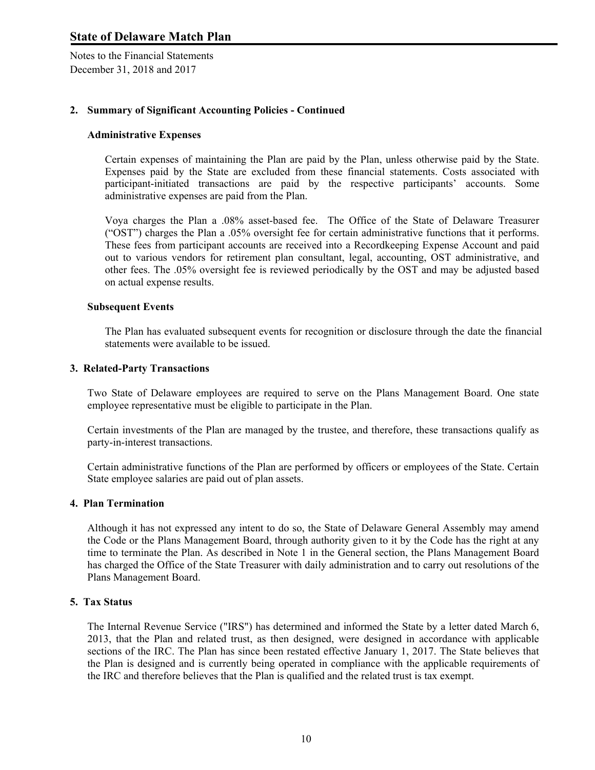## 2. Summary of Significant Accounting Policies - Continued

### Administrative Expenses

Certain expenses of maintaining the Plan are paid by the Plan, unless otherwise paid by the State. Expenses paid by the State are excluded from these financial statements. Costs associated with participant-initiated transactions are paid by the respective participants' accounts. Some administrative expenses are paid from the Plan.

Voya charges the Plan a .08% asset-based fee. The Office of the State of Delaware Treasurer ("OST") charges the Plan a .05% oversight fee for certain administrative functions that it performs. These fees from participant accounts are received into a Recordkeeping Expense Account and paid out to various vendors for retirement plan consultant, legal, accounting, OST administrative, and other fees. The .05% oversight fee is reviewed periodically by the OST and may be adjusted based on actual expense results.

### Subsequent Events

The Plan has evaluated subsequent events for recognition or disclosure through the date the financial statements were available to be issued.

## 3. Related-Party Transactions

Two State of Delaware employees are required to serve on the Plans Management Board. One state employee representative must be eligible to participate in the Plan.

Certain investments of the Plan are managed by the trustee, and therefore, these transactions qualify as party-in-interest transactions.

Certain administrative functions of the Plan are performed by officers or employees of the State. Certain State employee salaries are paid out of plan assets.

## 4. Plan Termination

Although it has not expressed any intent to do so, the State of Delaware General Assembly may amend the Code or the Plans Management Board, through authority given to it by the Code has the right at any time to terminate the Plan. As described in Note 1 in the General section, the Plans Management Board has charged the Office of the State Treasurer with daily administration and to carry out resolutions of the Plans Management Board.

## 5. Tax Status

The Internal Revenue Service ("IRS") has determined and informed the State by a letter dated March 6, 2013, that the Plan and related trust, as then designed, were designed in accordance with applicable sections of the IRC. The Plan has since been restated effective January 1, 2017. The State believes that the Plan is designed and is currently being operated in compliance with the applicable requirements of the IRC and therefore believes that the Plan is qualified and the related trust is tax exempt.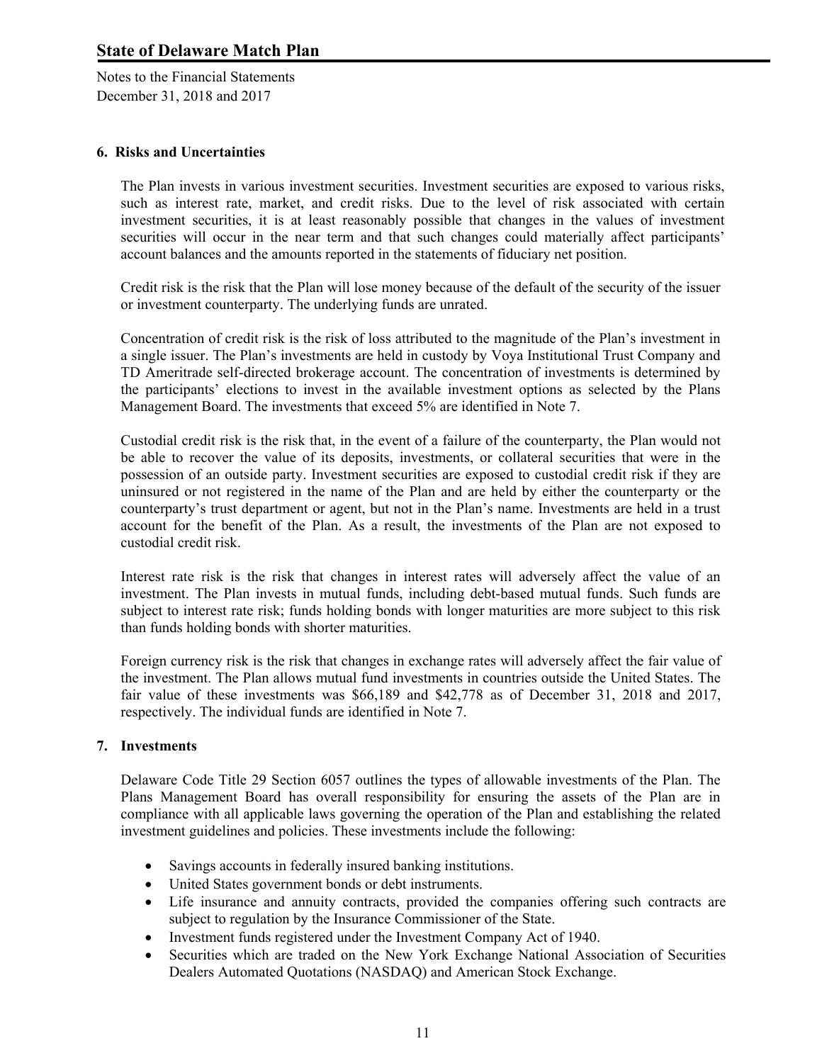## 6. Risks and Uncertainties

The Plan invests in various investment securities. Investment securities are exposed to various risks, such as interest rate, market, and credit risks. Due to the level of risk associated with certain investment securities, it is at least reasonably possible that changes in the values of investment securities will occur in the near term and that such changes could materially affect participants' account balances and the amounts reported in the statements of fiduciary net position.

Credit risk is the risk that the Plan will lose money because of the default of the security of the issuer or investment counterparty. The underlying funds are unrated.

Concentration of credit risk is the risk of loss attributed to the magnitude of the Plan's investment in a single issuer. The Plan's investments are held in custody by Voya Institutional Trust Company and TD Ameritrade self-directed brokerage account. The concentration of investments is determined by the participants' elections to invest in the available investment options as selected by the Plans Management Board. The investments that exceed 5% are identified in Note 7.

Custodial credit risk is the risk that, in the event of a failure of the counterparty, the Plan would not be able to recover the value of its deposits, investments, or collateral securities that were in the possession of an outside party. Investment securities are exposed to custodial credit risk if they are uninsured or not registered in the name of the Plan and are held by either the counterparty or the counterparty's trust department or agent, but not in the Plan's name. Investments are held in a trust account for the benefit of the Plan. As a result, the investments of the Plan are not exposed to custodial credit risk.

Interest rate risk is the risk that changes in interest rates will adversely affect the value of an investment. The Plan invests in mutual funds, including debt-based mutual funds. Such funds are subject to interest rate risk; funds holding bonds with longer maturities are more subject to this risk than funds holding bonds with shorter maturities.

Foreign currency risk is the risk that changes in exchange rates will adversely affect the fair value of the investment. The Plan allows mutual fund investments in countries outside the United States. The fair value of these investments was $66,189 and $42,778 as of December 31, 2018 and 2017, respectively. The individual funds are identified in Note 7.

## 7. Investments

Delaware Code Title 29 Section 6057 outlines the types of allowable investments of the Plan. The Plans Management Board has overall responsibility for ensuring the assets of the Plan are in compliance with all applicable laws governing the operation of the Plan and establishing the related investment guidelines and policies. These investments include the following:

- Savings accounts in federally insured banking institutions.
- United States government bonds or debt instruments.
- Life insurance and annuity contracts, provided the companies offering such contracts are subject to regulation by the Insurance Commissioner of the State.
- Investment funds registered under the Investment Company Act of 1940.
- Securities which are traded on the New York Exchange National Association of Securities Dealers Automated Quotations (NASDAQ) and American Stock Exchange.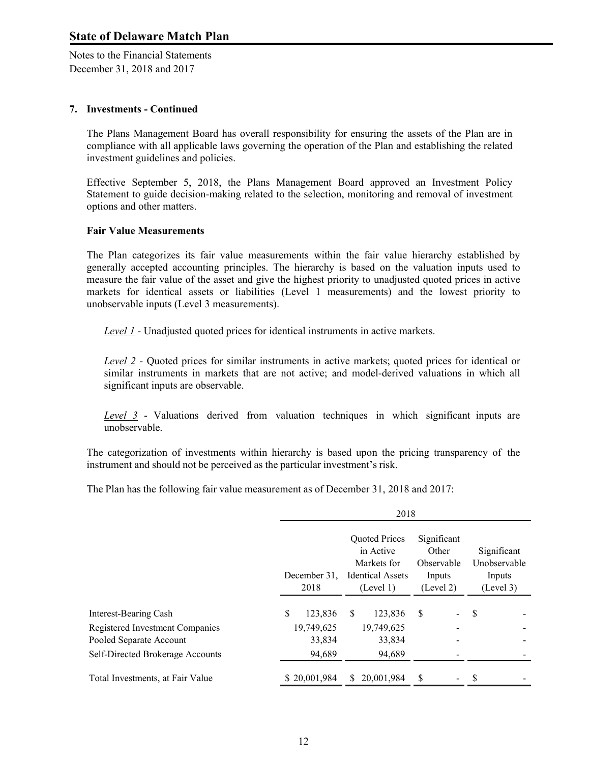**7. Investments - Continued**

The Plans Management Board has overall responsibility for ensuring the assets of the Plan are in compliance with all applicable laws governing the operation of the Plan and establishing the related investment guidelines and policies.

Effective September 5, 2018, the Plans Management Board approved an Investment Policy Statement to guide decision-making related to the selection, monitoring and removal of investment options and other matters.

**Fair Value Measurements**

The Plan categorizes its fair value measurements within the fair value hierarchy established by generally accepted accounting principles. The hierarchy is based on the valuation inputs used to measure the fair value of the asset and give the highest priority to unadjusted quoted prices in active markets for identical assets or liabilities (Level 1 measurements) and the lowest priority to unobservable inputs (Level 3 measurements).

*Level 1* - Unadjusted quoted prices for identical instruments in active markets.

*Level 2* - Quoted prices for similar instruments in active markets; quoted prices for identical or similar instruments in markets that are not active; and model-derived valuations in which all significant inputs are observable.

*Level 3* - Valuations derived from valuation techniques in which significant inputs are unobservable.

The categorization of investments within hierarchy is based upon the pricing transparency of the instrument and should not be perceived as the particular investment's risk.

The Plan has the following fair value measurement as of December 31, 2018 and 2017:

| | 2018 | | | |
|---|---|---|---|---|
| | December 31, 2018 | Quoted Prices in Active Markets for Identical Assets (Level 1) | Significant Other Observable Inputs (Level 2) | Significant Unobservable Inputs (Level 3) |
| Interest-Bearing Cash | $ 123,836 | $ 123,836 | $ - | $ - |
| Registered Investment Companies | 19,749,625 | 19,749,625 | - | - |
| Pooled Separate Account | 33,834 | 33,834 | - | - |
| Self-Directed Brokerage Accounts | 94,689 | 94,689 | - | - |
| Total Investments, at Fair Value | $ 20,001,984 | $ 20,001,984 | $ - | $ - |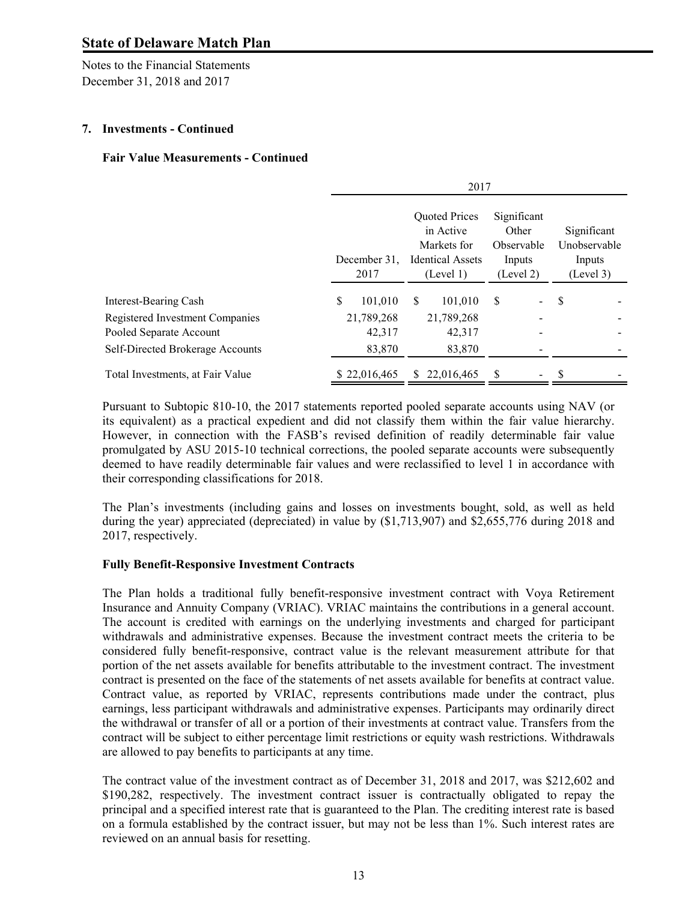# State of Delaware Match Plan

Notes to the Financial Statements
December 31, 2018 and 2017

## 7. Investments - Continued

### Fair Value Measurements - Continued

| | 2017 | | | |
|---|---|---|---|---|
| | December 31, 2017 | Quoted Prices in Active Markets for Identical Assets (Level 1) | Significant Other Observable Inputs (Level 2) | Significant Unobservable Inputs (Level 3) |
| Interest-Bearing Cash | $ 101,010 | $ 101,010 | $ - | $ - |
| Registered Investment Companies | 21,789,268 | 21,789,268 | - | - |
| Pooled Separate Account | 42,317 | 42,317 | - | - |
| Self-Directed Brokerage Accounts | 83,870 | 83,870 | - | - |
| Total Investments, at Fair Value | $ 22,016,465 | $ 22,016,465 | $ - | $ - |

Pursuant to Subtopic 810-10, the 2017 statements reported pooled separate accounts using NAV (or its equivalent) as a practical expedient and did not classify them within the fair value hierarchy. However, in connection with the FASB's revised definition of readily determinable fair value promulgated by ASU 2015-10 technical corrections, the pooled separate accounts were subsequently deemed to have readily determinable fair values and were reclassified to level 1 in accordance with their corresponding classifications for 2018.

The Plan's investments (including gains and losses on investments bought, sold, as well as held during the year) appreciated (depreciated) in value by ($1,713,907) and $2,655,776 during 2018 and 2017, respectively.

### Fully Benefit-Responsive Investment Contracts

The Plan holds a traditional fully benefit-responsive investment contract with Voya Retirement Insurance and Annuity Company (VRIAC). VRIAC maintains the contributions in a general account. The account is credited with earnings on the underlying investments and charged for participant withdrawals and administrative expenses. Because the investment contract meets the criteria to be considered fully benefit-responsive, contract value is the relevant measurement attribute for that portion of the net assets available for benefits attributable to the investment contract. The investment contract is presented on the face of the statements of net assets available for benefits at contract value. Contract value, as reported by VRIAC, represents contributions made under the contract, plus earnings, less participant withdrawals and administrative expenses. Participants may ordinarily direct the withdrawal or transfer of all or a portion of their investments at contract value. Transfers from the contract will be subject to either percentage limit restrictions or equity wash restrictions. Withdrawals are allowed to pay benefits to participants at any time.

The contract value of the investment contract as of December 31, 2018 and 2017, was $212,602 and $190,282, respectively. The investment contract issuer is contractually obligated to repay the principal and a specified interest rate that is guaranteed to the Plan. The crediting interest rate is based on a formula established by the contract issuer, but may not be less than 1%. Such interest rates are reviewed on an annual basis for resetting.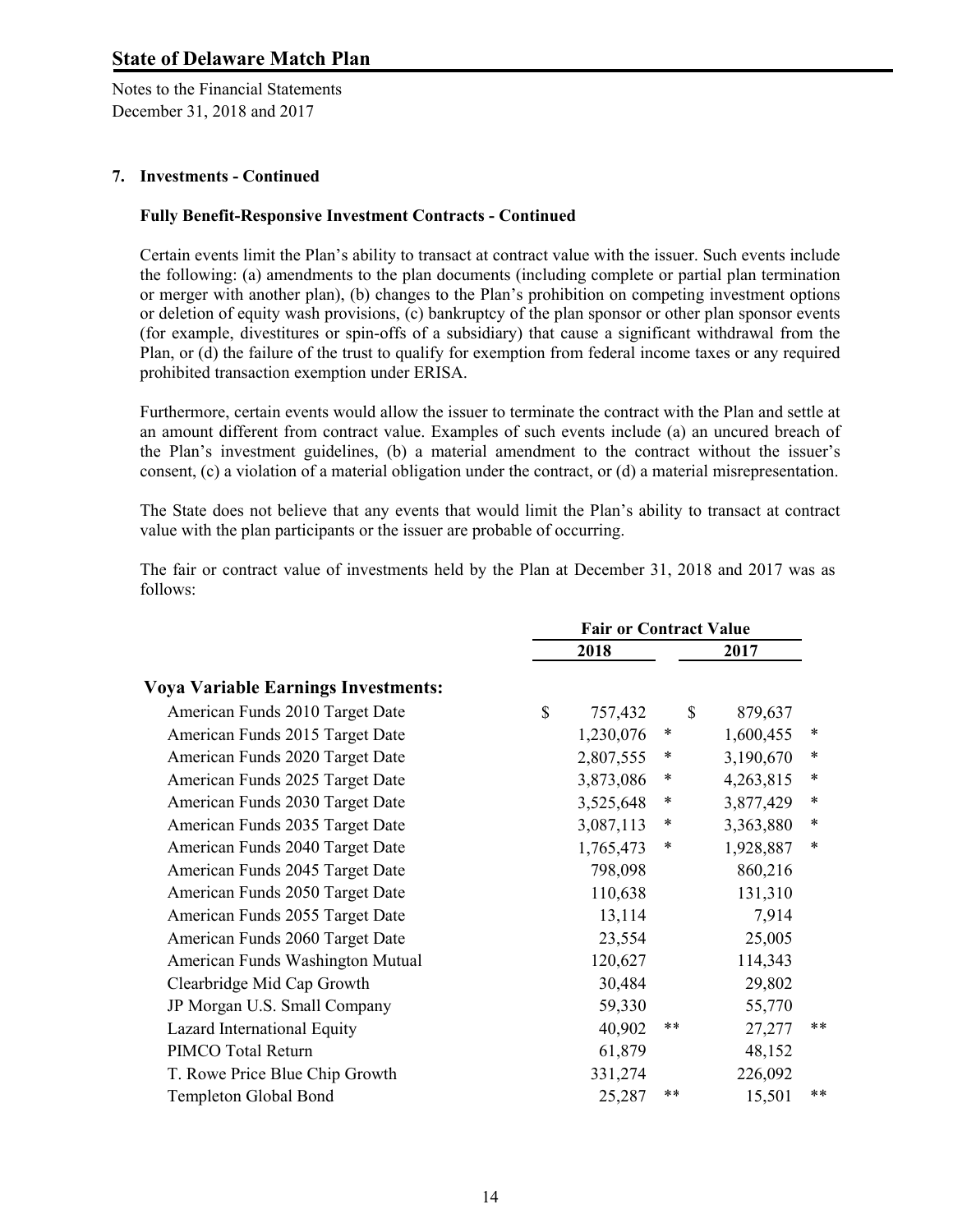# State of Delaware Match Plan

Notes to the Financial Statements
December 31, 2018 and 2017

**7. Investments - Continued**

**Fully Benefit-Responsive Investment Contracts - Continued**

Certain events limit the Plan's ability to transact at contract value with the issuer. Such events include the following: (a) amendments to the plan documents (including complete or partial plan termination or merger with another plan), (b) changes to the Plan's prohibition on competing investment options or deletion of equity wash provisions, (c) bankruptcy of the plan sponsor or other plan sponsor events (for example, divestitures or spin-offs of a subsidiary) that cause a significant withdrawal from the Plan, or (d) the failure of the trust to qualify for exemption from federal income taxes or any required prohibited transaction exemption under ERISA.

Furthermore, certain events would allow the issuer to terminate the contract with the Plan and settle at an amount different from contract value. Examples of such events include (a) an uncured breach of the Plan's investment guidelines, (b) a material amendment to the contract without the issuer's consent, (c) a violation of a material obligation under the contract, or (d) a material misrepresentation.

The State does not believe that any events that would limit the Plan's ability to transact at contract value with the plan participants or the issuer are probable of occurring.

The fair or contract value of investments held by the Plan at December 31, 2018 and 2017 was as follows:

| | Fair or Contract Value | | | |
|---|---|---|---|---|
| | 2018 | | 2017 | |
| **Voya Variable Earnings Investments:** | | | | |
| American Funds 2010 Target Date | $ 757,432 | | $ 879,637 | |
| American Funds 2015 Target Date | 1,230,076 | * | 1,600,455 | * |
| American Funds 2020 Target Date | 2,807,555 | * | 3,190,670 | * |
| American Funds 2025 Target Date | 3,873,086 | * | 4,263,815 | * |
| American Funds 2030 Target Date | 3,525,648 | * | 3,877,429 | * |
| American Funds 2035 Target Date | 3,087,113 | * | 3,363,880 | * |
| American Funds 2040 Target Date | 1,765,473 | * | 1,928,887 | * |
| American Funds 2045 Target Date | 798,098 | | 860,216 | |
| American Funds 2050 Target Date | 110,638 | | 131,310 | |
| American Funds 2055 Target Date | 13,114 | | 7,914 | |
| American Funds 2060 Target Date | 23,554 | | 25,005 | |
| American Funds Washington Mutual | 120,627 | | 114,343 | |
| Clearbridge Mid Cap Growth | 30,484 | | 29,802 | |
| JP Morgan U.S. Small Company | 59,330 | | 55,770 | |
| Lazard International Equity | 40,902 | ** | 27,277 | ** |
| PIMCO Total Return | 61,879 | | 48,152 | |
| T. Rowe Price Blue Chip Growth | 331,274 | | 226,092 | |
| Templeton Global Bond | 25,287 | ** | 15,501 | ** |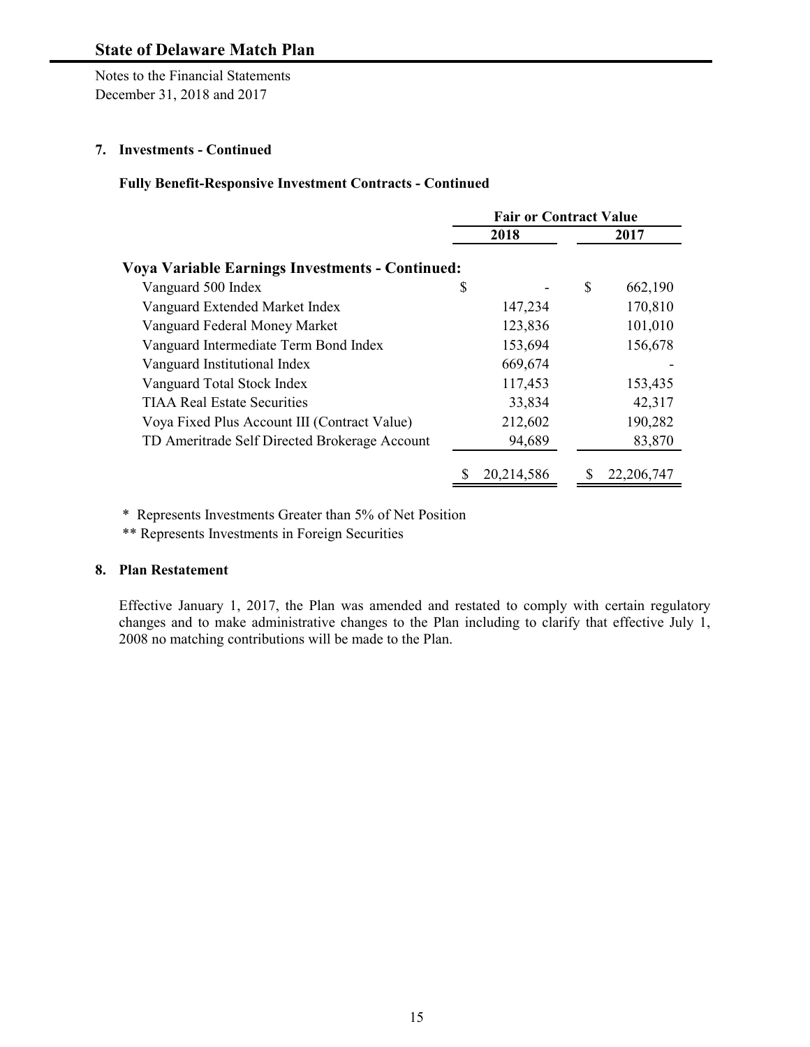# State of Delaware Match Plan

Notes to the Financial Statements
December 31, 2018 and 2017

## 7. Investments - Continued

### Fully Benefit-Responsive Investment Contracts - Continued

| | Fair or Contract Value | |
|---|---|---|
| | 2018 | 2017 |
| **Voya Variable Earnings Investments - Continued:** | | |
| Vanguard 500 Index | $ - | $ 662,190 |
| Vanguard Extended Market Index | 147,234 | 170,810 |
| Vanguard Federal Money Market | 123,836 | 101,010 |
| Vanguard Intermediate Term Bond Index | 153,694 | 156,678 |
| Vanguard Institutional Index | 669,674 | - |
| Vanguard Total Stock Index | 117,453 | 153,435 |
| TIAA Real Estate Securities | 33,834 | 42,317 |
| Voya Fixed Plus Account III (Contract Value) | 212,602 | 190,282 |
| TD Ameritrade Self Directed Brokerage Account | 94,689 | 83,870 |
| | $ 20,214,586 | $ 22,206,747 |

\* Represents Investments Greater than 5% of Net Position

\*\* Represents Investments in Foreign Securities

## 8. Plan Restatement

Effective January 1, 2017, the Plan was amended and restated to comply with certain regulatory changes and to make administrative changes to the Plan including to clarify that effective July 1, 2008 no matching contributions will be made to the Plan.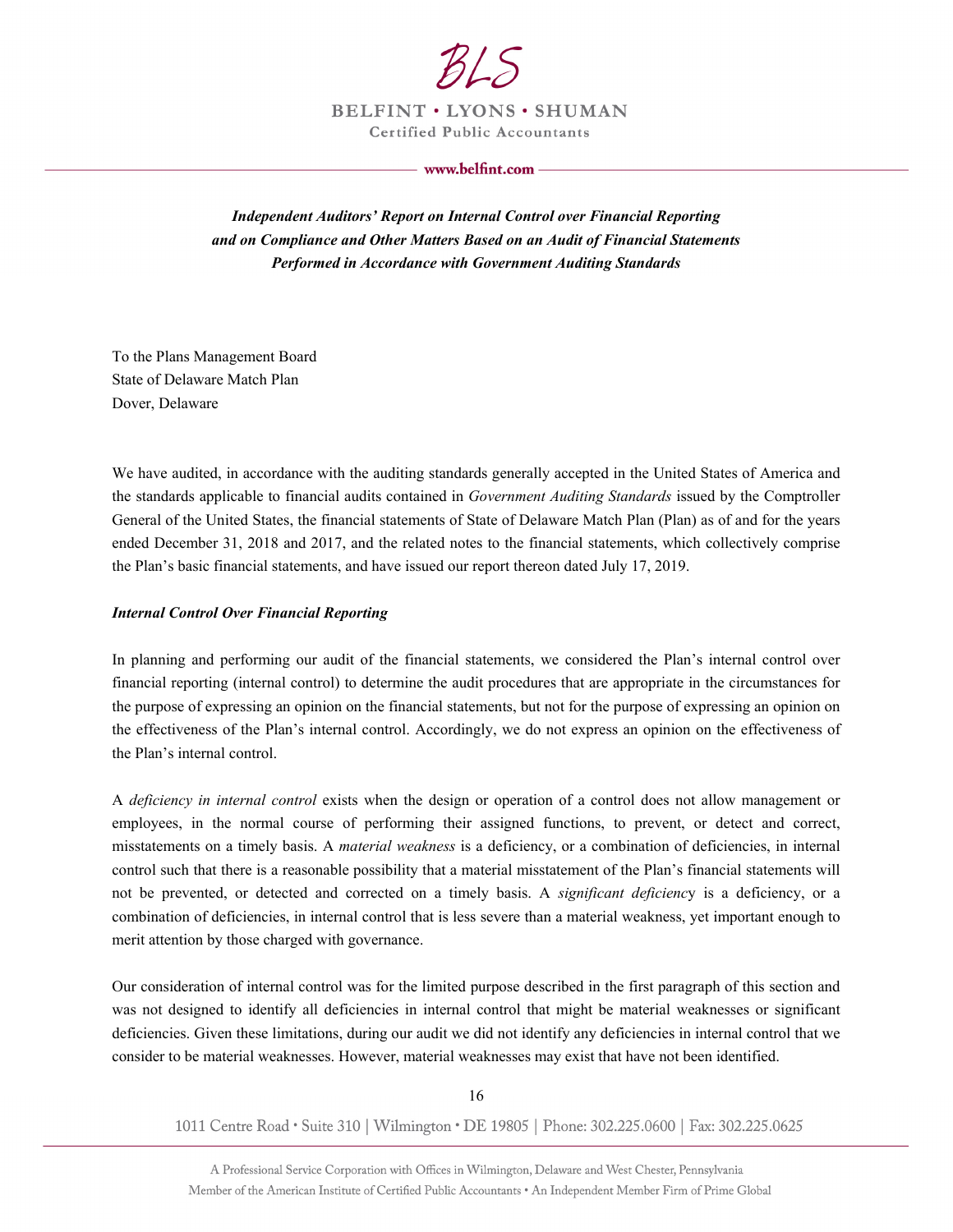BLS

BELFINT • LYONS • SHUMAN
Certified Public Accountants

www.belfint.com

***Independent Auditors' Report on Internal Control over Financial Reporting and on Compliance and Other Matters Based on an Audit of Financial Statements Performed in Accordance with Government Auditing Standards***

To the Plans Management Board
State of Delaware Match Plan
Dover, Delaware

We have audited, in accordance with the auditing standards generally accepted in the United States of America and the standards applicable to financial audits contained in *Government Auditing Standards* issued by the Comptroller General of the United States, the financial statements of State of Delaware Match Plan (Plan) as of and for the years ended December 31, 2018 and 2017, and the related notes to the financial statements, which collectively comprise the Plan's basic financial statements, and have issued our report thereon dated July 17, 2019.

***Internal Control Over Financial Reporting***

In planning and performing our audit of the financial statements, we considered the Plan's internal control over financial reporting (internal control) to determine the audit procedures that are appropriate in the circumstances for the purpose of expressing an opinion on the financial statements, but not for the purpose of expressing an opinion on the effectiveness of the Plan's internal control. Accordingly, we do not express an opinion on the effectiveness of the Plan's internal control.

A *deficiency in internal control* exists when the design or operation of a control does not allow management or employees, in the normal course of performing their assigned functions, to prevent, or detect and correct, misstatements on a timely basis. A *material weakness* is a deficiency, or a combination of deficiencies, in internal control such that there is a reasonable possibility that a material misstatement of the Plan's financial statements will not be prevented, or detected and corrected on a timely basis. A *significant deficiency* is a deficiency, or a combination of deficiencies, in internal control that is less severe than a material weakness, yet important enough to merit attention by those charged with governance.

Our consideration of internal control was for the limited purpose described in the first paragraph of this section and was not designed to identify all deficiencies in internal control that might be material weaknesses or significant deficiencies. Given these limitations, during our audit we did not identify any deficiencies in internal control that we consider to be material weaknesses. However, material weaknesses may exist that have not been identified.

1011 Centre Road • Suite 310 | Wilmington • DE 19805 | Phone: 302.225.0600 | Fax: 302.225.0625

A Professional Service Corporation with Offices in Wilmington, Delaware and West Chester, Pennsylvania
Member of the American Institute of Certified Public Accountants • An Independent Member Firm of Prime Global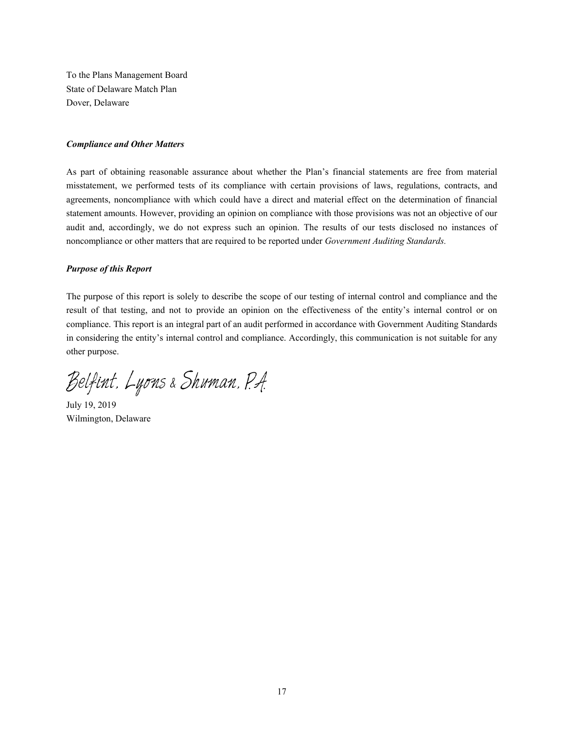To the Plans Management Board
State of Delaware Match Plan
Dover, Delaware

***Compliance and Other Matters***

As part of obtaining reasonable assurance about whether the Plan's financial statements are free from material misstatement, we performed tests of its compliance with certain provisions of laws, regulations, contracts, and agreements, noncompliance with which could have a direct and material effect on the determination of financial statement amounts. However, providing an opinion on compliance with those provisions was not an objective of our audit and, accordingly, we do not express such an opinion. The results of our tests disclosed no instances of noncompliance or other matters that are required to be reported under *Government Auditing Standards.*

***Purpose of this Report***

The purpose of this report is solely to describe the scope of our testing of internal control and compliance and the result of that testing, and not to provide an opinion on the effectiveness of the entity's internal control or on compliance. This report is an integral part of an audit performed in accordance with Government Auditing Standards in considering the entity's internal control and compliance. Accordingly, this communication is not suitable for any other purpose.

Belfint, Lyons & Shuman, P.A.

July 19, 2019
Wilmington, Delaware